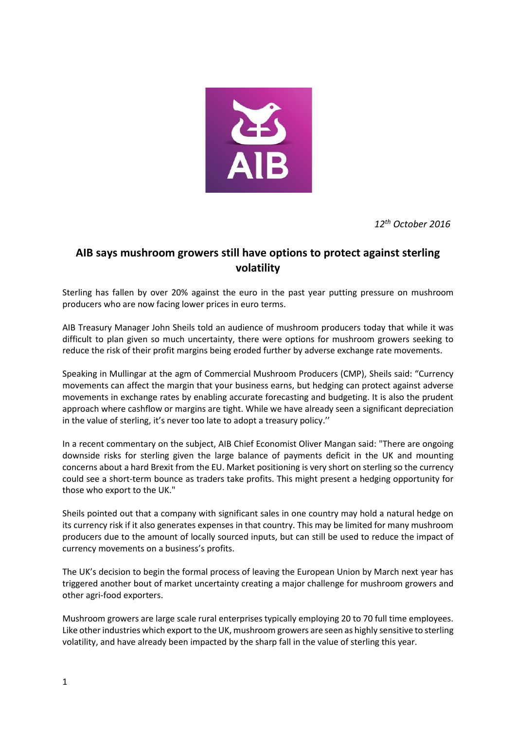*12th October 2016*

## AIB says mushroom growers still have options to protect against sterling volatility

Sterling has fallen by over 20% against the euro in the past year putting pressure on mushroom producers who are now facing lower prices in euro terms.

AIB Treasury Manager John Sheils told an audience of mushroom producers today that while it was difficult to plan given so much uncertainty, there were options for mushroom growers seeking to reduce the risk of their profit margins being eroded further by adverse exchange rate movements.

Speaking in Mullingar at the agm of Commercial Mushroom Producers (CMP), Sheils said: "Currency movements can affect the margin that your business earns, but hedging can protect against adverse movements in exchange rates by enabling accurate forecasting and budgeting. It is also the prudent approach where cashflow or margins are tight. While we have already seen a significant depreciation in the value of sterling, it's never too late to adopt a treasury policy.''

In a recent commentary on the subject, AIB Chief Economist Oliver Mangan said: "There are ongoing downside risks for sterling given the large balance of payments deficit in the UK and mounting concerns about a hard Brexit from the EU. Market positioning is very short on sterling so the currency could see a short-term bounce as traders take profits. This might present a hedging opportunity for those who export to the UK."

Sheils pointed out that a company with significant sales in one country may hold a natural hedge on its currency risk if it also generates expenses in that country. This may be limited for many mushroom producers due to the amount of locally sourced inputs, but can still be used to reduce the impact of currency movements on a business's profits.

The UK's decision to begin the formal process of leaving the European Union by March next year has triggered another bout of market uncertainty creating a major challenge for mushroom growers and other agri-food exporters.

Mushroom growers are large scale rural enterprises typically employing 20 to 70 full time employees. Like other industries which export to the UK, mushroom growers are seen as highly sensitive to sterling volatility, and have already been impacted by the sharp fall in the value of sterling this year.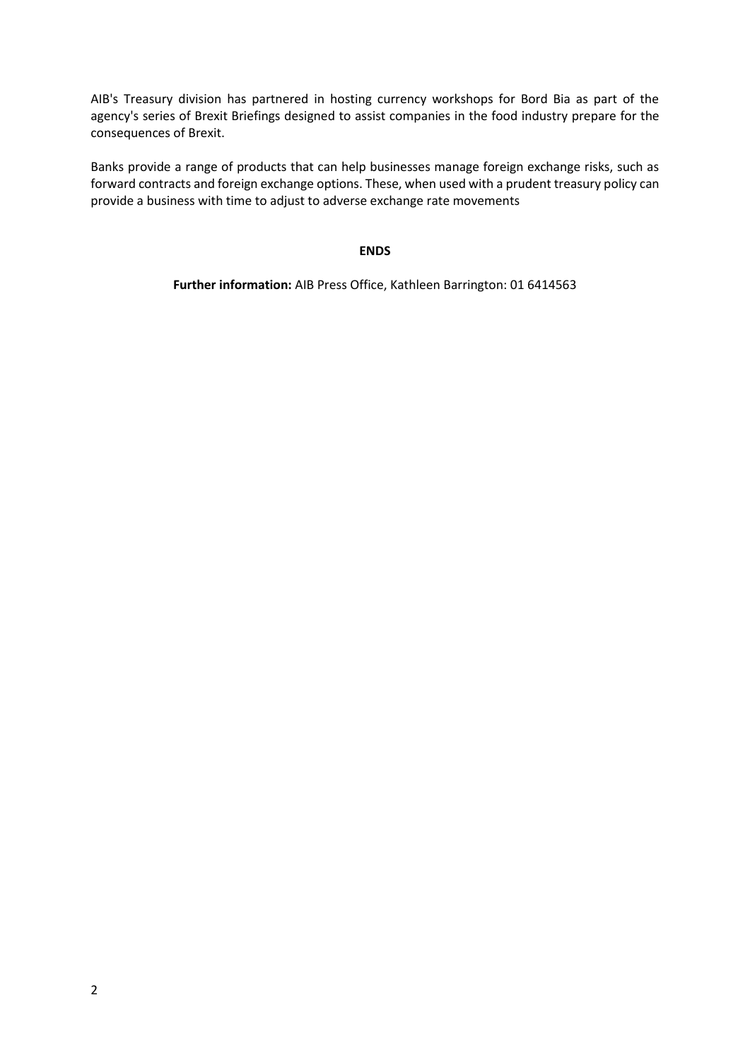AIB's Treasury division has partnered in hosting currency workshops for Bord Bia as part of the agency's series of Brexit Briefings designed to assist companies in the food industry prepare for the consequences of Brexit.

Banks provide a range of products that can help businesses manage foreign exchange risks, such as forward contracts and foreign exchange options. These, when used with a prudent treasury policy can provide a business with time to adjust to adverse exchange rate movements

**ENDS**

**Further information:** AIB Press Office, Kathleen Barrington: 01 6414563